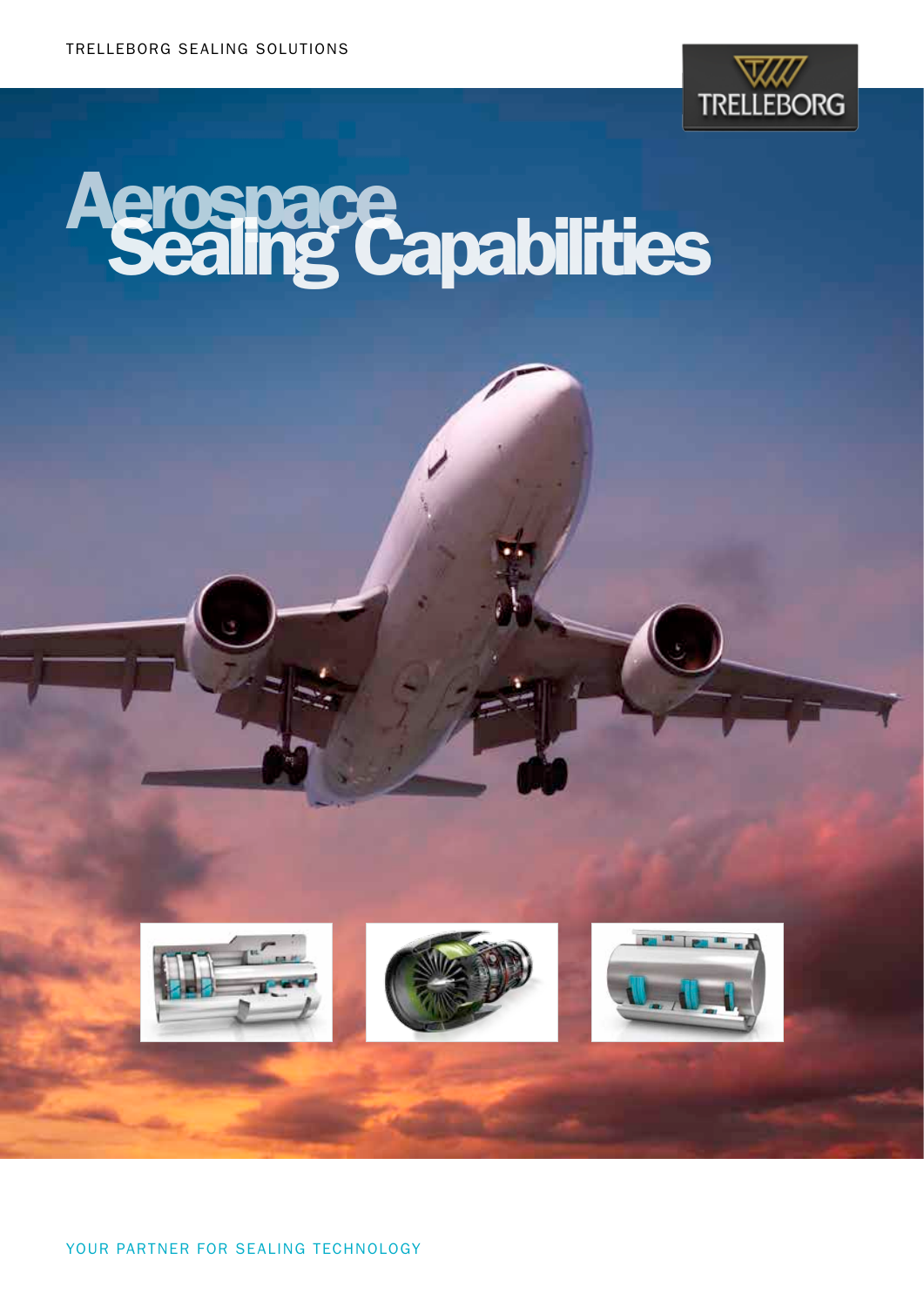TRELLEBORG SEALING SOLUTIONS

TRELLEBORG

# Aerospace Sealing Capabilities

YOUR PARTNER FOR SEALING TECHNOLOGY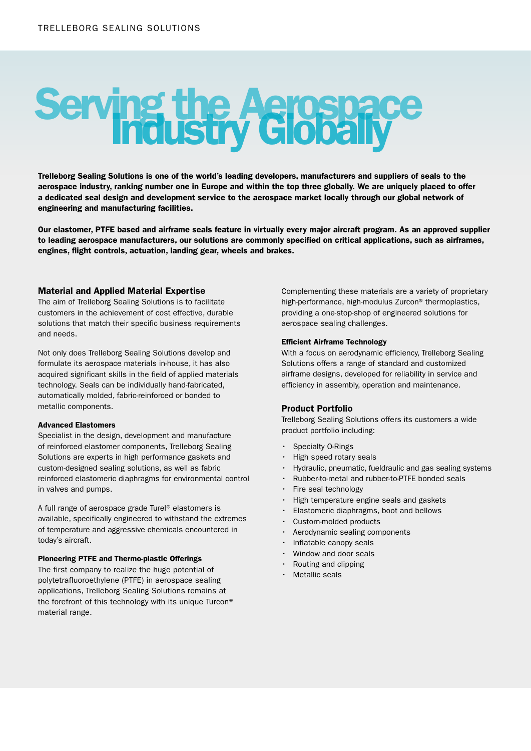# Serving the Aerospace Industry Globally

**Trelleborg Sealing Solutions is one of the world's leading developers, manufacturers and suppliers of seals to the aerospace industry, ranking number one in Europe and within the top three globally. We are uniquely placed to offer a dedicated seal design and development service to the aerospace market locally through our global network of engineering and manufacturing facilities.**

**Our elastomer, PTFE based and airframe seals feature in virtually every major aircraft program. As an approved supplier to leading aerospace manufacturers, our solutions are commonly specified on critical applications, such as airframes, engines, flight controls, actuation, landing gear, wheels and brakes.**

## Material and Applied Material Expertise

The aim of Trelleborg Sealing Solutions is to facilitate customers in the achievement of cost effective, durable solutions that match their specific business requirements and needs.

Not only does Trelleborg Sealing Solutions develop and formulate its aerospace materials in-house, it has also acquired significant skills in the field of applied materials technology. Seals can be individually hand-fabricated, automatically molded, fabric-reinforced or bonded to metallic components.

### Advanced Elastomers

Specialist in the design, development and manufacture of reinforced elastomer components, Trelleborg Sealing Solutions are experts in high performance gaskets and custom-designed sealing solutions, as well as fabric reinforced elastomeric diaphragms for environmental control in valves and pumps.

A full range of aerospace grade Turel® elastomers is available, specifically engineered to withstand the extremes of temperature and aggressive chemicals encountered in today's aircraft.

### Pioneering PTFE and Thermo-plastic Offerings

The first company to realize the huge potential of polytetrafluoroethylene (PTFE) in aerospace sealing applications, Trelleborg Sealing Solutions remains at the forefront of this technology with its unique Turcon® material range.

Complementing these materials are a variety of proprietary high-performance, high-modulus Zurcon® thermoplastics, providing a one-stop-shop of engineered solutions for aerospace sealing challenges.

### Efficient Airframe Technology

With a focus on aerodynamic efficiency, Trelleborg Sealing Solutions offers a range of standard and customized airframe designs, developed for reliability in service and efficiency in assembly, operation and maintenance.

## Product Portfolio

Trelleborg Sealing Solutions offers its customers a wide product portfolio including:

- Specialty O-Rings
- High speed rotary seals
- Hydraulic, pneumatic, fueldraulic and gas sealing systems
- Rubber-to-metal and rubber-to-PTFE bonded seals
- Fire seal technology
- High temperature engine seals and gaskets
- Elastomeric diaphragms, boot and bellows
- Custom-molded products
- Aerodynamic sealing components
- Inflatable canopy seals
- Window and door seals
- Routing and clipping
- Metallic seals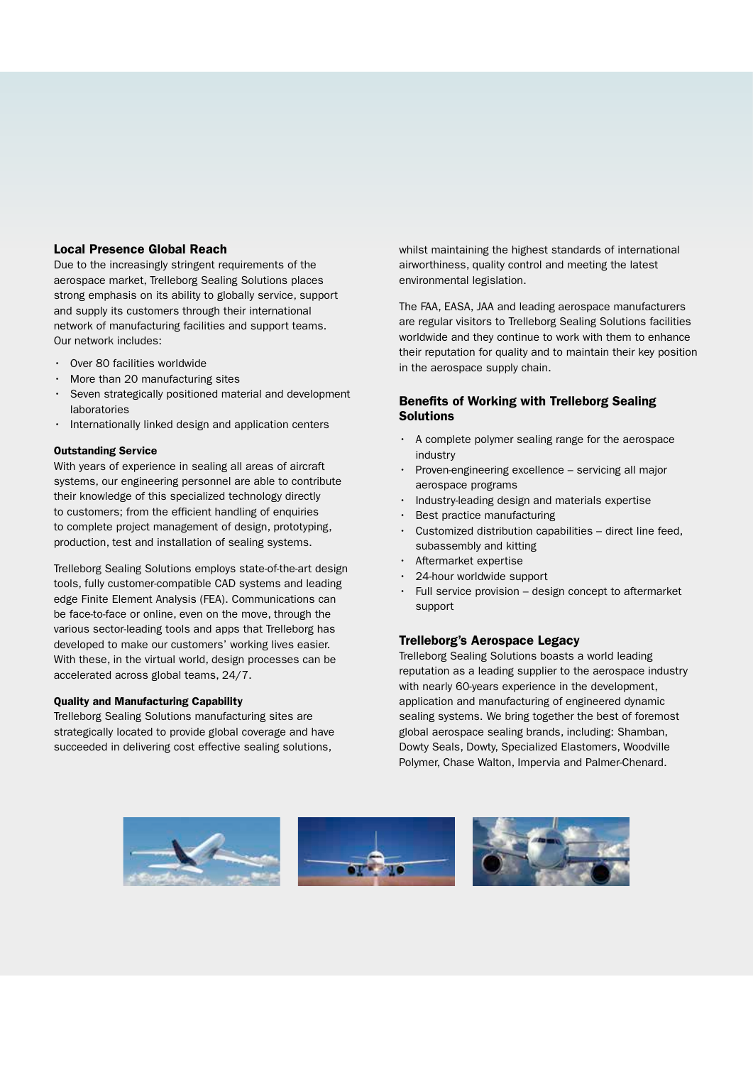## Local Presence Global Reach

Due to the increasingly stringent requirements of the aerospace market, Trelleborg Sealing Solutions places strong emphasis on its ability to globally service, support and supply its customers through their international network of manufacturing facilities and support teams. Our network includes:

- Over 80 facilities worldwide
- More than 20 manufacturing sites
- Seven strategically positioned material and development laboratories
- Internationally linked design and application centers

### Outstanding Service

With years of experience in sealing all areas of aircraft systems, our engineering personnel are able to contribute their knowledge of this specialized technology directly to customers; from the efficient handling of enquiries to complete project management of design, prototyping, production, test and installation of sealing systems.

Trelleborg Sealing Solutions employs state-of-the-art design tools, fully customer-compatible CAD systems and leading edge Finite Element Analysis (FEA). Communications can be face-to-face or online, even on the move, through the various sector-leading tools and apps that Trelleborg has developed to make our customers' working lives easier. With these, in the virtual world, design processes can be accelerated across global teams, 24/7.

### Quality and Manufacturing Capability

Trelleborg Sealing Solutions manufacturing sites are strategically located to provide global coverage and have succeeded in delivering cost effective sealing solutions, whilst maintaining the highest standards of international airworthiness, quality control and meeting the latest environmental legislation.

The FAA, EASA, JAA and leading aerospace manufacturers are regular visitors to Trelleborg Sealing Solutions facilities worldwide and they continue to work with them to enhance their reputation for quality and to maintain their key position in the aerospace supply chain.

## Benefits of Working with Trelleborg Sealing Solutions

- A complete polymer sealing range for the aerospace industry
- Proven-engineering excellence – servicing all major aerospace programs
- Industry-leading design and materials expertise
- Best practice manufacturing
- Customized distribution capabilities – direct line feed, subassembly and kitting
- Aftermarket expertise
- 24-hour worldwide support
- Full service provision – design concept to aftermarket support

## Trelleborg's Aerospace Legacy

Trelleborg Sealing Solutions boasts a world leading reputation as a leading supplier to the aerospace industry with nearly 60-years experience in the development, application and manufacturing of engineered dynamic sealing systems. We bring together the best of foremost global aerospace sealing brands, including: Shamban, Dowty Seals, Dowty, Specialized Elastomers, Woodville Polymer, Chase Walton, Impervia and Palmer-Chenard.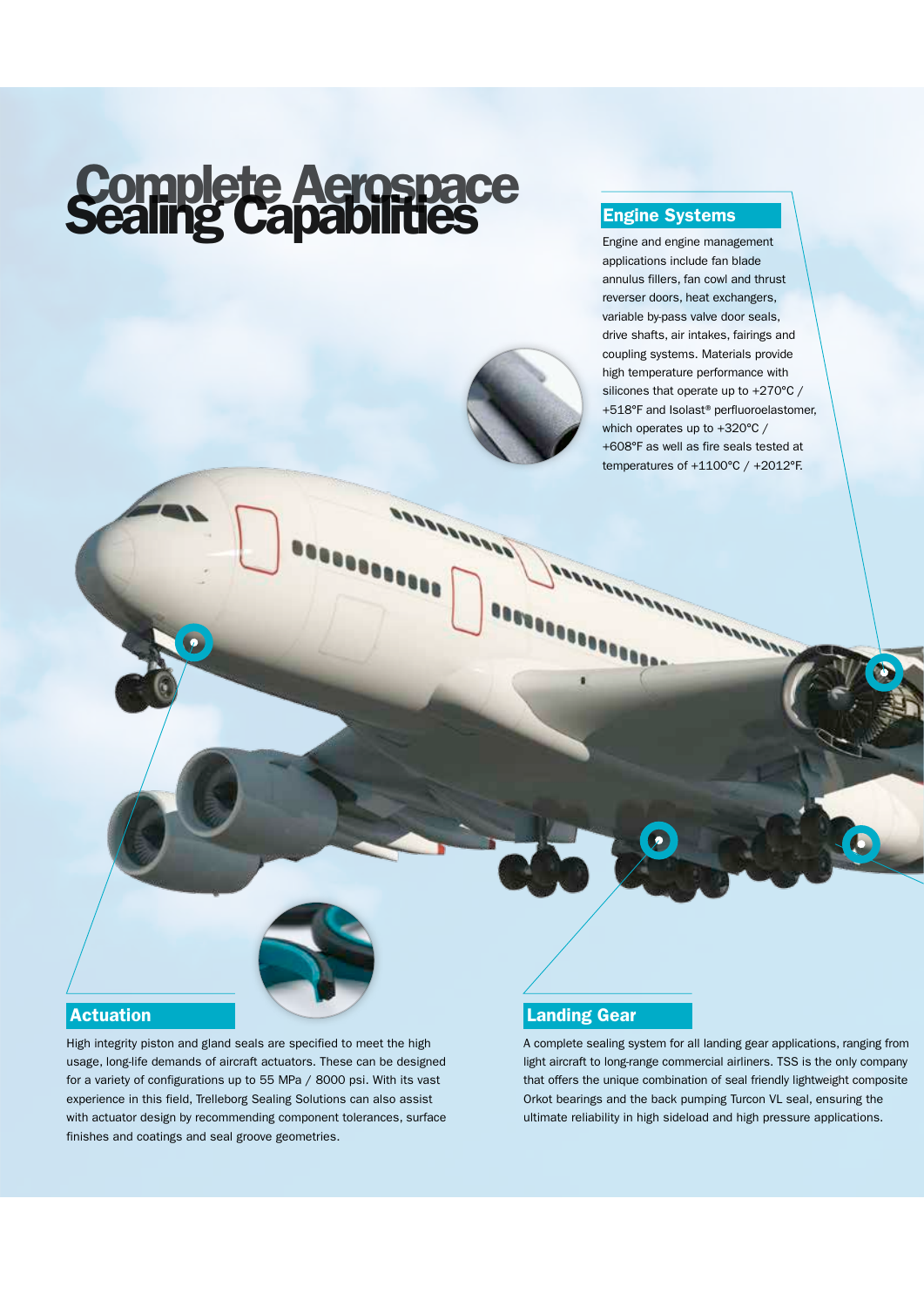# Complete Aerospace Sealing Capabilities

## Engine Systems

Engine and engine management applications include fan blade annulus fillers, fan cowl and thrust reverser doors, heat exchangers, variable by-pass valve door seals, drive shafts, air intakes, fairings and coupling systems. Materials provide high temperature performance with silicones that operate up to +270°C / +518°F and Isolast® perfluoroelastomer, which operates up to +320°C / +608°F as well as fire seals tested at temperatures of +1100°C / +2012°F.

## Actuation

High integrity piston and gland seals are specified to meet the high usage, long-life demands of aircraft actuators. These can be designed for a variety of configurations up to 55 MPa / 8000 psi. With its vast experience in this field, Trelleborg Sealing Solutions can also assist with actuator design by recommending component tolerances, surface finishes and coatings and seal groove geometries.

## Landing Gear

A complete sealing system for all landing gear applications, ranging from light aircraft to long-range commercial airliners. TSS is the only company that offers the unique combination of seal friendly lightweight composite Orkot bearings and the back pumping Turcon VL seal, ensuring the ultimate reliability in high sideload and high pressure applications.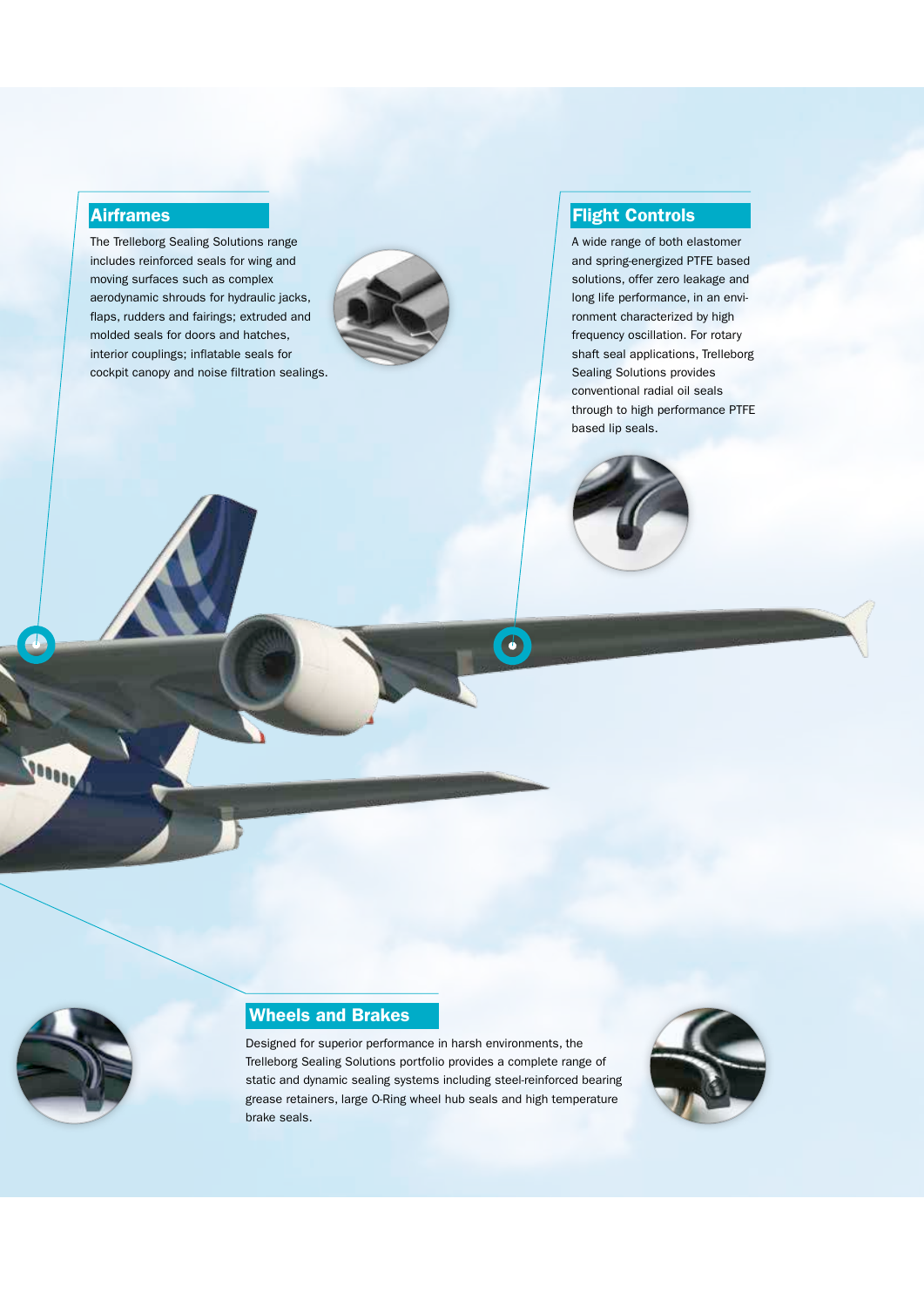## Airframes

The Trelleborg Sealing Solutions range includes reinforced seals for wing and moving surfaces such as complex aerodynamic shrouds for hydraulic jacks, flaps, rudders and fairings; extruded and molded seals for doors and hatches, interior couplings; inflatable seals for cockpit canopy and noise filtration sealings.

## Flight Controls

A wide range of both elastomer and spring-energized PTFE based solutions, offer zero leakage and long life performance, in an environment characterized by high frequency oscillation. For rotary shaft seal applications, Trelleborg Sealing Solutions provides conventional radial oil seals through to high performance PTFE based lip seals.

## Wheels and Brakes

Designed for superior performance in harsh environments, the Trelleborg Sealing Solutions portfolio provides a complete range of static and dynamic sealing systems including steel-reinforced bearing grease retainers, large O-Ring wheel hub seals and high temperature brake seals.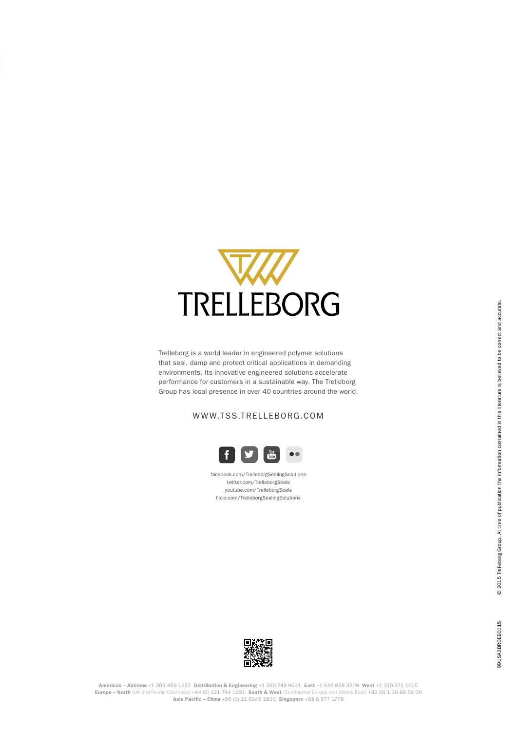TRELLEBORG

Trelleborg is a world leader in engineered polymer solutions that seal, damp and protect critical applications in demanding environments. Its innovative engineered solutions accelerate performance for customers in a sustainable way. The Trelleborg Group has local presence in over 40 countries around the world.

WWW.TSS.TRELLEBORG.COM

facebook.com/TrelleborgSealingSolutions
twitter.com/TrelleborgSeals
youtube.com/TrelleborgSeals
flickr.com/TrelleborgSealingSolutions

**Americas – Airframe** +1 303 469 1357 **Distribution & Engineering** +1 260 749 9631 **East** +1 610 828 3209 **West** +1 310 371 1025
**Europe – North** (UK and Nordic Countries) +44 (0) 121 744 1221 **South & West** (Continental Europe and Middle East) +33 (0) 1 30 86 56 00
**Asia Pacific – China** +86 (0) 21 6145 1830 **Singapore** +65 6 577 1778

© 2015 Trelleborg Group. At time of publication the information contained in this literature is believed to be correct and accurate.

99USA3BROEE0115